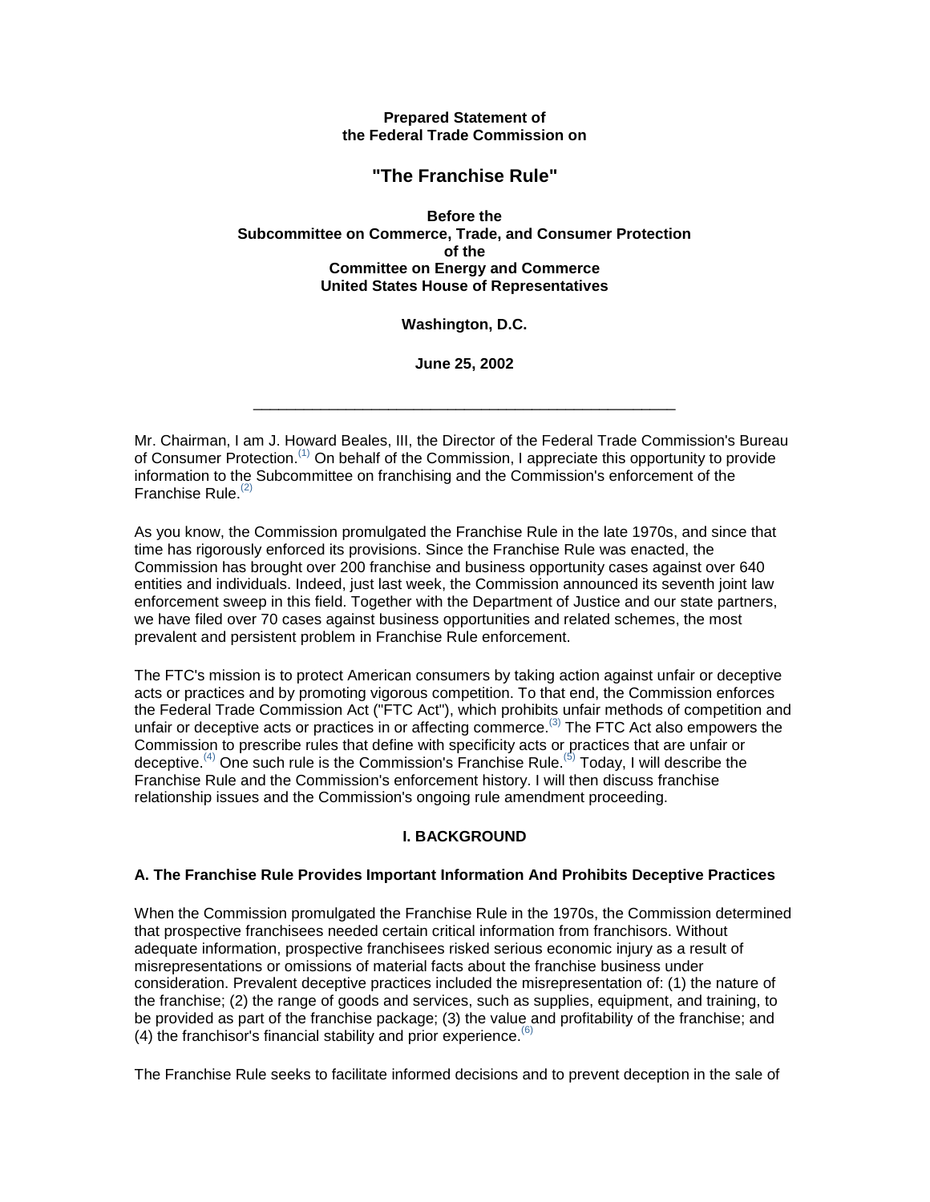**Prepared Statement of the Federal Trade Commission on**

# "The Franchise Rule"

**Before the Subcommittee on Commerce, Trade, and Consumer Protection of the Committee on Energy and Commerce United States House of Representatives**

**Washington, D.C.**

**June 25, 2002**

---

Mr. Chairman, I am J. Howard Beales, III, the Director of the Federal Trade Commission's Bureau of Consumer Protection.[1] On behalf of the Commission, I appreciate this opportunity to provide information to the Subcommittee on franchising and the Commission's enforcement of the Franchise Rule.[2]

As you know, the Commission promulgated the Franchise Rule in the late 1970s, and since that time has rigorously enforced its provisions. Since the Franchise Rule was enacted, the Commission has brought over 200 franchise and business opportunity cases against over 640 entities and individuals. Indeed, just last week, the Commission announced its seventh joint law enforcement sweep in this field. Together with the Department of Justice and our state partners, we have filed over 70 cases against business opportunities and related schemes, the most prevalent and persistent problem in Franchise Rule enforcement.

The FTC's mission is to protect American consumers by taking action against unfair or deceptive acts or practices and by promoting vigorous competition. To that end, the Commission enforces the Federal Trade Commission Act ("FTC Act"), which prohibits unfair methods of competition and unfair or deceptive acts or practices in or affecting commerce.[3] The FTC Act also empowers the Commission to prescribe rules that define with specificity acts or practices that are unfair or deceptive.[4] One such rule is the Commission's Franchise Rule.[5] Today, I will describe the Franchise Rule and the Commission's enforcement history. I will then discuss franchise relationship issues and the Commission's ongoing rule amendment proceeding.

## I. BACKGROUND

### A. The Franchise Rule Provides Important Information And Prohibits Deceptive Practices

When the Commission promulgated the Franchise Rule in the 1970s, the Commission determined that prospective franchisees needed certain critical information from franchisors. Without adequate information, prospective franchisees risked serious economic injury as a result of misrepresentations or omissions of material facts about the franchise business under consideration. Prevalent deceptive practices included the misrepresentation of: (1) the nature of the franchise; (2) the range of goods and services, such as supplies, equipment, and training, to be provided as part of the franchise package; (3) the value and profitability of the franchise; and (4) the franchisor's financial stability and prior experience.[6]

The Franchise Rule seeks to facilitate informed decisions and to prevent deception in the sale of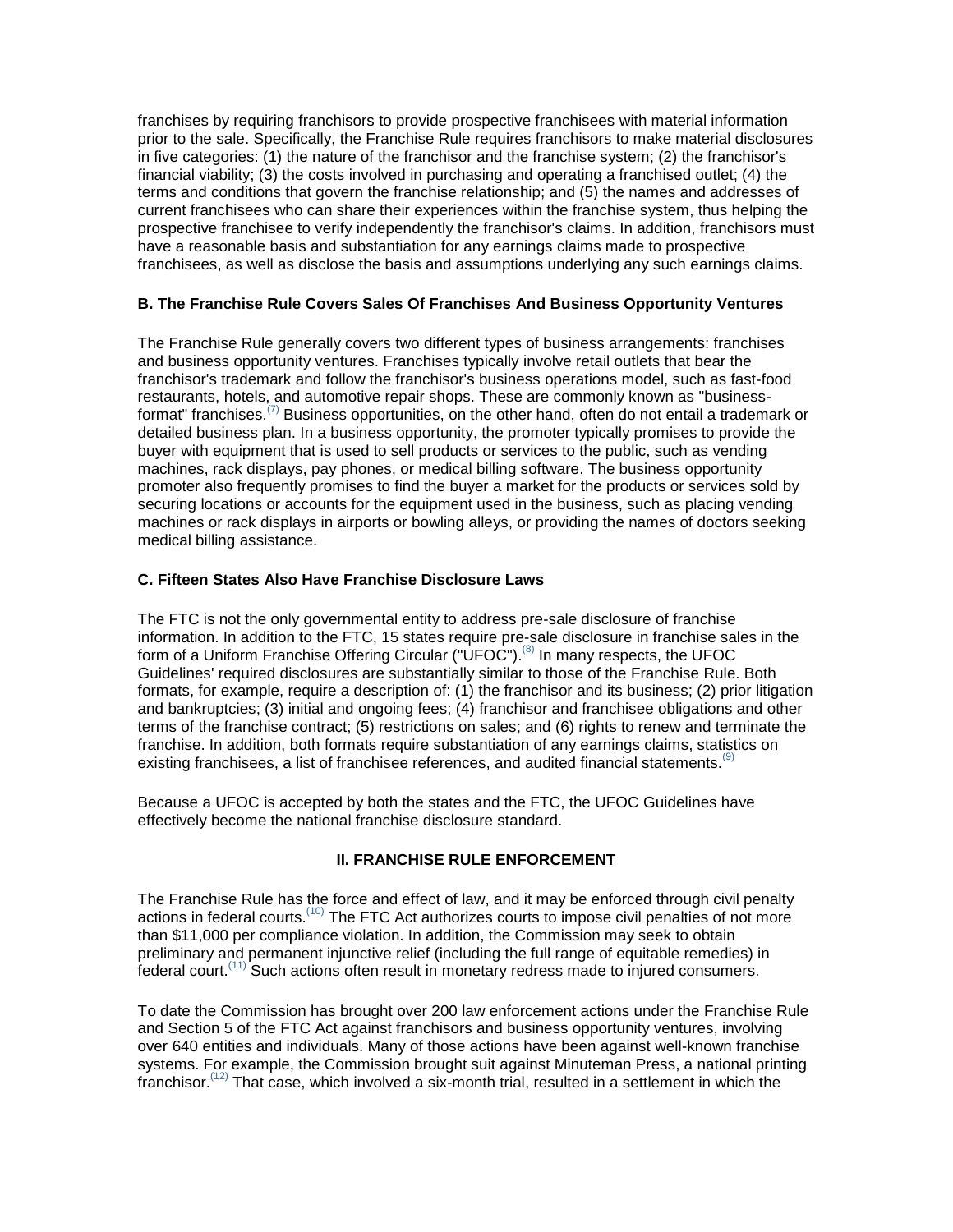franchises by requiring franchisors to provide prospective franchisees with material information prior to the sale. Specifically, the Franchise Rule requires franchisors to make material disclosures in five categories: (1) the nature of the franchisor and the franchise system; (2) the franchisor's financial viability; (3) the costs involved in purchasing and operating a franchised outlet; (4) the terms and conditions that govern the franchise relationship; and (5) the names and addresses of current franchisees who can share their experiences within the franchise system, thus helping the prospective franchisee to verify independently the franchisor's claims. In addition, franchisors must have a reasonable basis and substantiation for any earnings claims made to prospective franchisees, as well as disclose the basis and assumptions underlying any such earnings claims.

### B. The Franchise Rule Covers Sales Of Franchises And Business Opportunity Ventures

The Franchise Rule generally covers two different types of business arrangements: franchises and business opportunity ventures. Franchises typically involve retail outlets that bear the franchisor's trademark and follow the franchisor's business operations model, such as fast-food restaurants, hotels, and automotive repair shops. These are commonly known as "business-format" franchises.(7) Business opportunities, on the other hand, often do not entail a trademark or detailed business plan. In a business opportunity, the promoter typically promises to provide the buyer with equipment that is used to sell products or services to the public, such as vending machines, rack displays, pay phones, or medical billing software. The business opportunity promoter also frequently promises to find the buyer a market for the products or services sold by securing locations or accounts for the equipment used in the business, such as placing vending machines or rack displays in airports or bowling alleys, or providing the names of doctors seeking medical billing assistance.

### C. Fifteen States Also Have Franchise Disclosure Laws

The FTC is not the only governmental entity to address pre-sale disclosure of franchise information. In addition to the FTC, 15 states require pre-sale disclosure in franchise sales in the form of a Uniform Franchise Offering Circular ("UFOC").(8) In many respects, the UFOC Guidelines' required disclosures are substantially similar to those of the Franchise Rule. Both formats, for example, require a description of: (1) the franchisor and its business; (2) prior litigation and bankruptcies; (3) initial and ongoing fees; (4) franchisor and franchisee obligations and other terms of the franchise contract; (5) restrictions on sales; and (6) rights to renew and terminate the franchise. In addition, both formats require substantiation of any earnings claims, statistics on existing franchisees, a list of franchisee references, and audited financial statements.(9)

Because a UFOC is accepted by both the states and the FTC, the UFOC Guidelines have effectively become the national franchise disclosure standard.

## II. FRANCHISE RULE ENFORCEMENT

The Franchise Rule has the force and effect of law, and it may be enforced through civil penalty actions in federal courts.(10) The FTC Act authorizes courts to impose civil penalties of not more than $11,000 per compliance violation. In addition, the Commission may seek to obtain preliminary and permanent injunctive relief (including the full range of equitable remedies) in federal court.(11) Such actions often result in monetary redress made to injured consumers.

To date the Commission has brought over 200 law enforcement actions under the Franchise Rule and Section 5 of the FTC Act against franchisors and business opportunity ventures, involving over 640 entities and individuals. Many of those actions have been against well-known franchise systems. For example, the Commission brought suit against Minuteman Press, a national printing franchisor.(12) That case, which involved a six-month trial, resulted in a settlement in which the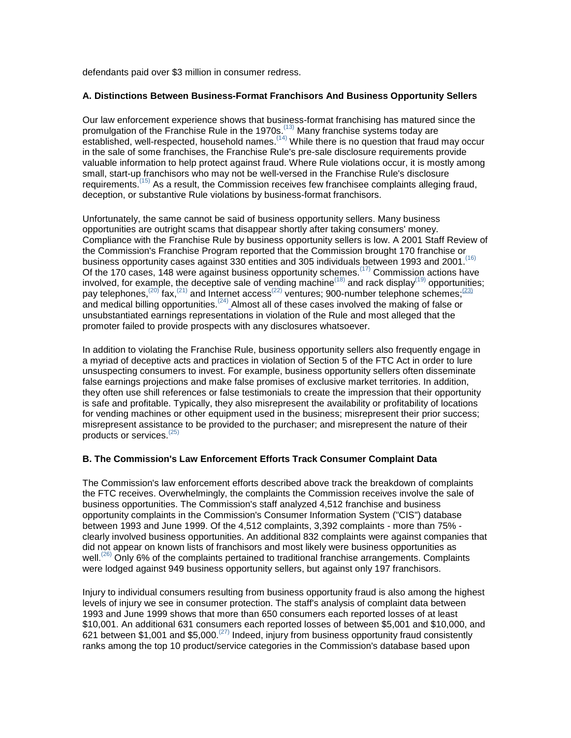defendants paid over $3 million in consumer redress.

### A. Distinctions Between Business-Format Franchisors And Business Opportunity Sellers

Our law enforcement experience shows that business-format franchising has matured since the promulgation of the Franchise Rule in the 1970s.[13] Many franchise systems today are established, well-respected, household names.[14] While there is no question that fraud may occur in the sale of some franchises, the Franchise Rule's pre-sale disclosure requirements provide valuable information to help protect against fraud. Where Rule violations occur, it is mostly among small, start-up franchisors who may not be well-versed in the Franchise Rule's disclosure requirements.[15] As a result, the Commission receives few franchisee complaints alleging fraud, deception, or substantive Rule violations by business-format franchisors.

Unfortunately, the same cannot be said of business opportunity sellers. Many business opportunities are outright scams that disappear shortly after taking consumers' money. Compliance with the Franchise Rule by business opportunity sellers is low. A 2001 Staff Review of the Commission's Franchise Program reported that the Commission brought 170 franchise or business opportunity cases against 330 entities and 305 individuals between 1993 and 2001.[16] Of the 170 cases, 148 were against business opportunity schemes.[17] Commission actions have involved, for example, the deceptive sale of vending machine[18] and rack display[19] opportunities; pay telephones,[20] fax,[21] and Internet access[22] ventures; 900-number telephone schemes;[23] and medical billing opportunities.[24] Almost all of these cases involved the making of false or unsubstantiated earnings representations in violation of the Rule and most alleged that the promoter failed to provide prospects with any disclosures whatsoever.

In addition to violating the Franchise Rule, business opportunity sellers also frequently engage in a myriad of deceptive acts and practices in violation of Section 5 of the FTC Act in order to lure unsuspecting consumers to invest. For example, business opportunity sellers often disseminate false earnings projections and make false promises of exclusive market territories. In addition, they often use shill references or false testimonials to create the impression that their opportunity is safe and profitable. Typically, they also misrepresent the availability or profitability of locations for vending machines or other equipment used in the business; misrepresent their prior success; misrepresent assistance to be provided to the purchaser; and misrepresent the nature of their products or services.[25]

### B. The Commission's Law Enforcement Efforts Track Consumer Complaint Data

The Commission's law enforcement efforts described above track the breakdown of complaints the FTC receives. Overwhelmingly, the complaints the Commission receives involve the sale of business opportunities. The Commission's staff analyzed 4,512 franchise and business opportunity complaints in the Commission's Consumer Information System ("CIS") database between 1993 and June 1999. Of the 4,512 complaints, 3,392 complaints - more than 75% - clearly involved business opportunities. An additional 832 complaints were against companies that did not appear on known lists of franchisors and most likely were business opportunities as well.[26] Only 6% of the complaints pertained to traditional franchise arrangements. Complaints were lodged against 949 business opportunity sellers, but against only 197 franchisors.

Injury to individual consumers resulting from business opportunity fraud is also among the highest levels of injury we see in consumer protection. The staff's analysis of complaint data between 1993 and June 1999 shows that more than 650 consumers each reported losses of at least $10,001. An additional 631 consumers each reported losses of between $5,001 and $10,000, and 621 between $1,001 and $5,000.[27] Indeed, injury from business opportunity fraud consistently ranks among the top 10 product/service categories in the Commission's database based upon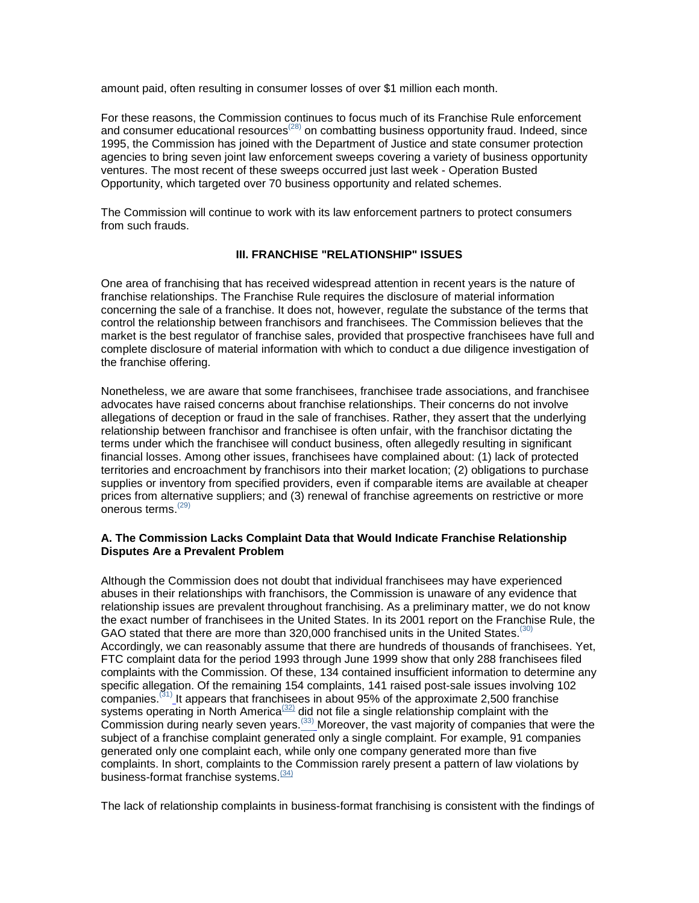amount paid, often resulting in consumer losses of over $1 million each month.

For these reasons, the Commission continues to focus much of its Franchise Rule enforcement and consumer educational resources[28] on combatting business opportunity fraud. Indeed, since 1995, the Commission has joined with the Department of Justice and state consumer protection agencies to bring seven joint law enforcement sweeps covering a variety of business opportunity ventures. The most recent of these sweeps occurred just last week - Operation Busted Opportunity, which targeted over 70 business opportunity and related schemes.

The Commission will continue to work with its law enforcement partners to protect consumers from such frauds.

## III. FRANCHISE "RELATIONSHIP" ISSUES

One area of franchising that has received widespread attention in recent years is the nature of franchise relationships. The Franchise Rule requires the disclosure of material information concerning the sale of a franchise. It does not, however, regulate the substance of the terms that control the relationship between franchisors and franchisees. The Commission believes that the market is the best regulator of franchise sales, provided that prospective franchisees have full and complete disclosure of material information with which to conduct a due diligence investigation of the franchise offering.

Nonetheless, we are aware that some franchisees, franchisee trade associations, and franchisee advocates have raised concerns about franchise relationships. Their concerns do not involve allegations of deception or fraud in the sale of franchises. Rather, they assert that the underlying relationship between franchisor and franchisee is often unfair, with the franchisor dictating the terms under which the franchisee will conduct business, often allegedly resulting in significant financial losses. Among other issues, franchisees have complained about: (1) lack of protected territories and encroachment by franchisors into their market location; (2) obligations to purchase supplies or inventory from specified providers, even if comparable items are available at cheaper prices from alternative suppliers; and (3) renewal of franchise agreements on restrictive or more onerous terms.[29]

### A. The Commission Lacks Complaint Data that Would Indicate Franchise Relationship Disputes Are a Prevalent Problem

Although the Commission does not doubt that individual franchisees may have experienced abuses in their relationships with franchisors, the Commission is unaware of any evidence that relationship issues are prevalent throughout franchising. As a preliminary matter, we do not know the exact number of franchisees in the United States. In its 2001 report on the Franchise Rule, the GAO stated that there are more than 320,000 franchised units in the United States.[30] Accordingly, we can reasonably assume that there are hundreds of thousands of franchisees. Yet, FTC complaint data for the period 1993 through June 1999 show that only 288 franchisees filed complaints with the Commission. Of these, 134 contained insufficient information to determine any specific allegation. Of the remaining 154 complaints, 141 raised post-sale issues involving 102 companies.[31] It appears that franchisees in about 95% of the approximate 2,500 franchise systems operating in North America[32] did not file a single relationship complaint with the Commission during nearly seven years.[33] Moreover, the vast majority of companies that were the subject of a franchise complaint generated only a single complaint. For example, 91 companies generated only one complaint each, while only one company generated more than five complaints. In short, complaints to the Commission rarely present a pattern of law violations by business-format franchise systems.[34]

The lack of relationship complaints in business-format franchising is consistent with the findings of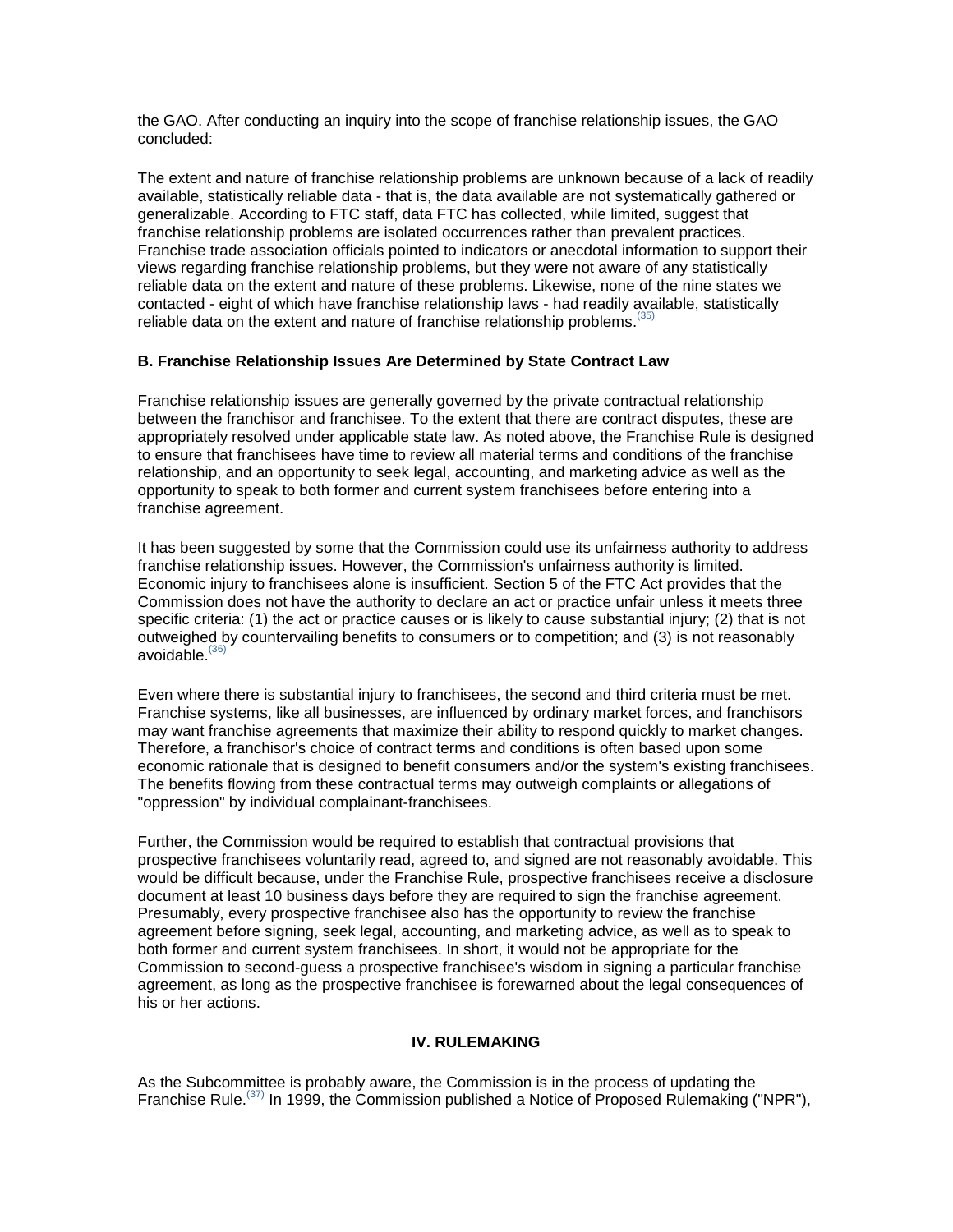the GAO. After conducting an inquiry into the scope of franchise relationship issues, the GAO concluded:

The extent and nature of franchise relationship problems are unknown because of a lack of readily available, statistically reliable data - that is, the data available are not systematically gathered or generalizable. According to FTC staff, data FTC has collected, while limited, suggest that franchise relationship problems are isolated occurrences rather than prevalent practices. Franchise trade association officials pointed to indicators or anecdotal information to support their views regarding franchise relationship problems, but they were not aware of any statistically reliable data on the extent and nature of these problems. Likewise, none of the nine states we contacted - eight of which have franchise relationship laws - had readily available, statistically reliable data on the extent and nature of franchise relationship problems.[(35)]

**B. Franchise Relationship Issues Are Determined by State Contract Law**

Franchise relationship issues are generally governed by the private contractual relationship between the franchisor and franchisee. To the extent that there are contract disputes, these are appropriately resolved under applicable state law. As noted above, the Franchise Rule is designed to ensure that franchisees have time to review all material terms and conditions of the franchise relationship, and an opportunity to seek legal, accounting, and marketing advice as well as the opportunity to speak to both former and current system franchisees before entering into a franchise agreement.

It has been suggested by some that the Commission could use its unfairness authority to address franchise relationship issues. However, the Commission's unfairness authority is limited. Economic injury to franchisees alone is insufficient. Section 5 of the FTC Act provides that the Commission does not have the authority to declare an act or practice unfair unless it meets three specific criteria: (1) the act or practice causes or is likely to cause substantial injury; (2) that is not outweighed by countervailing benefits to consumers or to competition; and (3) is not reasonably avoidable.[(36)]

Even where there is substantial injury to franchisees, the second and third criteria must be met. Franchise systems, like all businesses, are influenced by ordinary market forces, and franchisors may want franchise agreements that maximize their ability to respond quickly to market changes. Therefore, a franchisor's choice of contract terms and conditions is often based upon some economic rationale that is designed to benefit consumers and/or the system's existing franchisees. The benefits flowing from these contractual terms may outweigh complaints or allegations of "oppression" by individual complainant-franchisees.

Further, the Commission would be required to establish that contractual provisions that prospective franchisees voluntarily read, agreed to, and signed are not reasonably avoidable. This would be difficult because, under the Franchise Rule, prospective franchisees receive a disclosure document at least 10 business days before they are required to sign the franchise agreement. Presumably, every prospective franchisee also has the opportunity to review the franchise agreement before signing, seek legal, accounting, and marketing advice, as well as to speak to both former and current system franchisees. In short, it would not be appropriate for the Commission to second-guess a prospective franchisee's wisdom in signing a particular franchise agreement, as long as the prospective franchisee is forewarned about the legal consequences of his or her actions.

## IV. RULEMAKING

As the Subcommittee is probably aware, the Commission is in the process of updating the Franchise Rule.[(37)] In 1999, the Commission published a Notice of Proposed Rulemaking ("NPR"),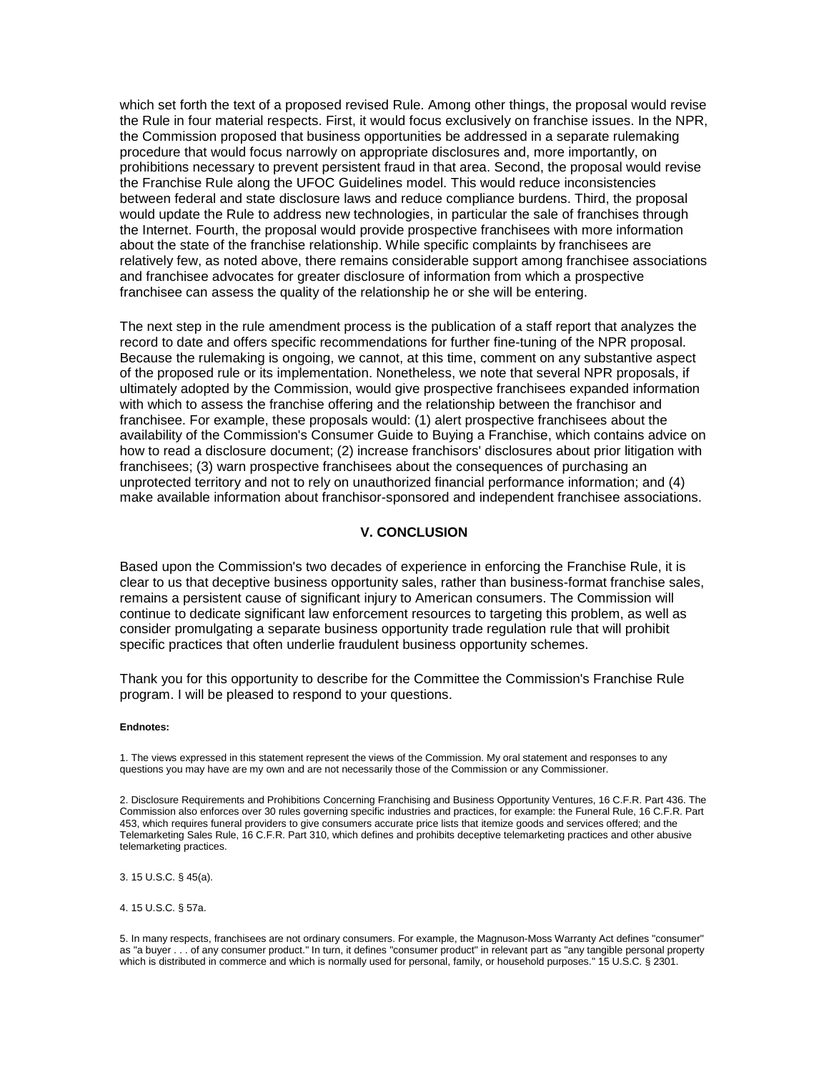which set forth the text of a proposed revised Rule. Among other things, the proposal would revise the Rule in four material respects. First, it would focus exclusively on franchise issues. In the NPR, the Commission proposed that business opportunities be addressed in a separate rulemaking procedure that would focus narrowly on appropriate disclosures and, more importantly, on prohibitions necessary to prevent persistent fraud in that area. Second, the proposal would revise the Franchise Rule along the UFOC Guidelines model. This would reduce inconsistencies between federal and state disclosure laws and reduce compliance burdens. Third, the proposal would update the Rule to address new technologies, in particular the sale of franchises through the Internet. Fourth, the proposal would provide prospective franchisees with more information about the state of the franchise relationship. While specific complaints by franchisees are relatively few, as noted above, there remains considerable support among franchisee associations and franchisee advocates for greater disclosure of information from which a prospective franchisee can assess the quality of the relationship he or she will be entering.

The next step in the rule amendment process is the publication of a staff report that analyzes the record to date and offers specific recommendations for further fine-tuning of the NPR proposal. Because the rulemaking is ongoing, we cannot, at this time, comment on any substantive aspect of the proposed rule or its implementation. Nonetheless, we note that several NPR proposals, if ultimately adopted by the Commission, would give prospective franchisees expanded information with which to assess the franchise offering and the relationship between the franchisor and franchisee. For example, these proposals would: (1) alert prospective franchisees about the availability of the Commission's Consumer Guide to Buying a Franchise, which contains advice on how to read a disclosure document; (2) increase franchisors' disclosures about prior litigation with franchisees; (3) warn prospective franchisees about the consequences of purchasing an unprotected territory and not to rely on unauthorized financial performance information; and (4) make available information about franchisor-sponsored and independent franchisee associations.

## V. CONCLUSION

Based upon the Commission's two decades of experience in enforcing the Franchise Rule, it is clear to us that deceptive business opportunity sales, rather than business-format franchise sales, remains a persistent cause of significant injury to American consumers. The Commission will continue to dedicate significant law enforcement resources to targeting this problem, as well as consider promulgating a separate business opportunity trade regulation rule that will prohibit specific practices that often underlie fraudulent business opportunity schemes.

Thank you for this opportunity to describe for the Committee the Commission's Franchise Rule program. I will be pleased to respond to your questions.

**Endnotes:**

1. The views expressed in this statement represent the views of the Commission. My oral statement and responses to any questions you may have are my own and are not necessarily those of the Commission or any Commissioner.

2. Disclosure Requirements and Prohibitions Concerning Franchising and Business Opportunity Ventures, 16 C.F.R. Part 436. The Commission also enforces over 30 rules governing specific industries and practices, for example: the Funeral Rule, 16 C.F.R. Part 453, which requires funeral providers to give consumers accurate price lists that itemize goods and services offered; and the Telemarketing Sales Rule, 16 C.F.R. Part 310, which defines and prohibits deceptive telemarketing practices and other abusive telemarketing practices.

3. 15 U.S.C. § 45(a).

4. 15 U.S.C. § 57a.

5. In many respects, franchisees are not ordinary consumers. For example, the Magnuson-Moss Warranty Act defines "consumer" as "a buyer . . . of any consumer product." In turn, it defines "consumer product" in relevant part as "any tangible personal property which is distributed in commerce and which is normally used for personal, family, or household purposes." 15 U.S.C. § 2301.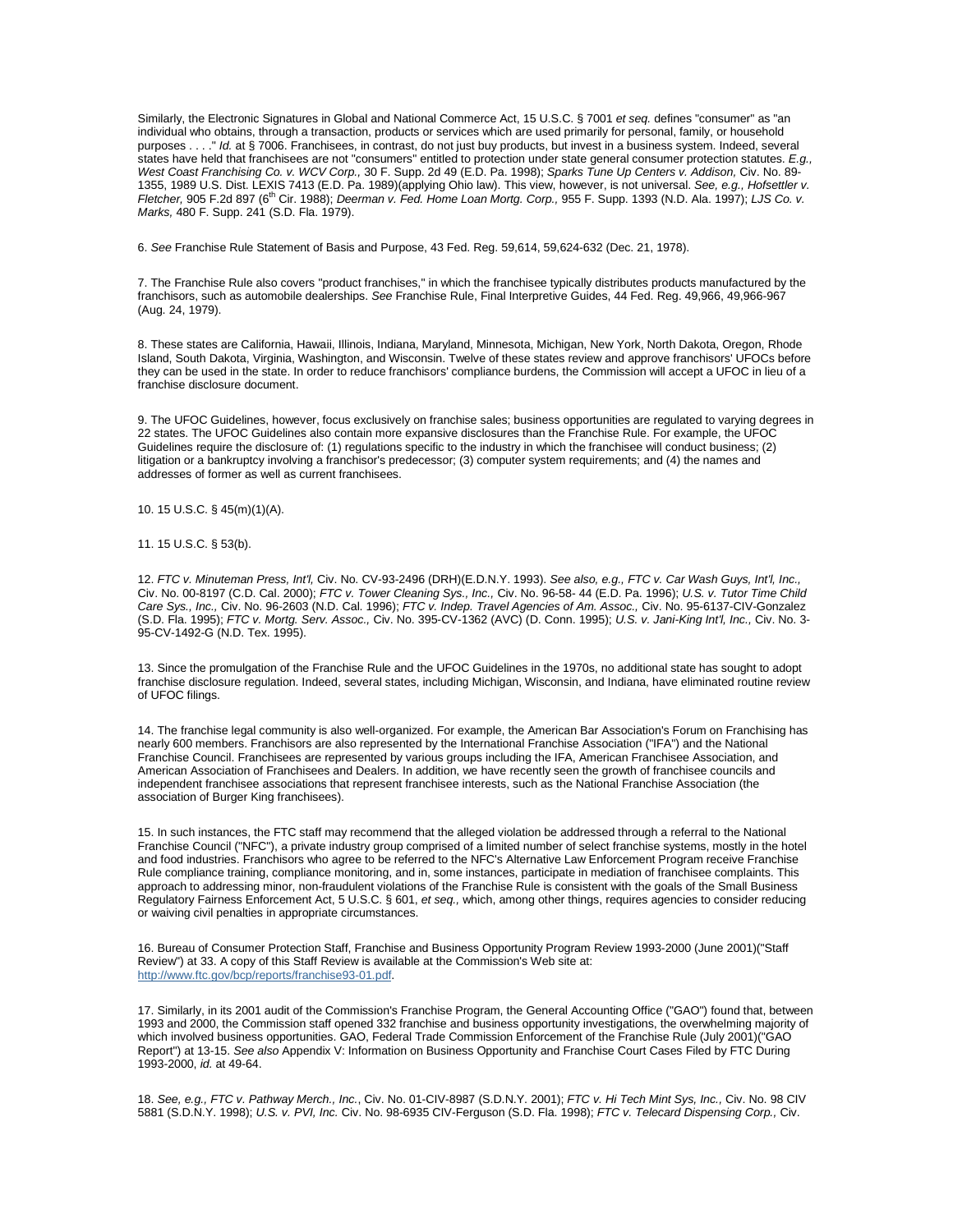Similarly, the Electronic Signatures in Global and National Commerce Act, 15 U.S.C. § 7001 *et seq.* defines "consumer" as "an individual who obtains, through a transaction, products or services which are used primarily for personal, family, or household purposes . . . ." *Id.* at § 7006. Franchisees, in contrast, do not just buy products, but invest in a business system. Indeed, several states have held that franchisees are not "consumers" entitled to protection under state general consumer protection statutes. *E.g., West Coast Franchising Co. v. WCV Corp.,* 30 F. Supp. 2d 49 (E.D. Pa. 1998); *Sparks Tune Up Centers v. Addison,* Civ. No. 89-1355, 1989 U.S. Dist. LEXIS 7413 (E.D. Pa. 1989)(applying Ohio law). This view, however, is not universal. *See, e.g., Hofsettler v. Fletcher,* 905 F.2d 897 (6th Cir. 1988); *Deerman v. Fed. Home Loan Mortg. Corp.,* 955 F. Supp. 1393 (N.D. Ala. 1997); *LJS Co. v. Marks,* 480 F. Supp. 241 (S.D. Fla. 1979).

6. *See* Franchise Rule Statement of Basis and Purpose, 43 Fed. Reg. 59,614, 59,624-632 (Dec. 21, 1978).

7. The Franchise Rule also covers "product franchises," in which the franchisee typically distributes products manufactured by the franchisors, such as automobile dealerships. *See* Franchise Rule, Final Interpretive Guides, 44 Fed. Reg. 49,966, 49,966-967 (Aug. 24, 1979).

8. These states are California, Hawaii, Illinois, Indiana, Maryland, Minnesota, Michigan, New York, North Dakota, Oregon, Rhode Island, South Dakota, Virginia, Washington, and Wisconsin. Twelve of these states review and approve franchisors' UFOCs before they can be used in the state. In order to reduce franchisors' compliance burdens, the Commission will accept a UFOC in lieu of a franchise disclosure document.

9. The UFOC Guidelines, however, focus exclusively on franchise sales; business opportunities are regulated to varying degrees in 22 states. The UFOC Guidelines also contain more expansive disclosures than the Franchise Rule. For example, the UFOC Guidelines require the disclosure of: (1) regulations specific to the industry in which the franchisee will conduct business; (2) litigation or a bankruptcy involving a franchisor's predecessor; (3) computer system requirements; and (4) the names and addresses of former as well as current franchisees.

10. 15 U.S.C. § 45(m)(1)(A).

11. 15 U.S.C. § 53(b).

12. *FTC v. Minuteman Press, Int'l,* Civ. No. CV-93-2496 (DRH)(E.D.N.Y. 1993). *See also, e.g., FTC v. Car Wash Guys, Int'l, Inc.,* Civ. No. 00-8197 (C.D. Cal. 2000); *FTC v. Tower Cleaning Sys., Inc.,* Civ. No. 96-58- 44 (E.D. Pa. 1996); *U.S. v. Tutor Time Child Care Sys., Inc.,* Civ. No. 96-2603 (N.D. Cal. 1996); *FTC v. Indep. Travel Agencies of Am. Assoc.,* Civ. No. 95-6137-CIV-Gonzalez (S.D. Fla. 1995); *FTC v. Mortg. Serv. Assoc.,* Civ. No. 395-CV-1362 (AVC) (D. Conn. 1995); *U.S. v. Jani-King Int'l, Inc.,* Civ. No. 3-95-CV-1492-G (N.D. Tex. 1995).

13. Since the promulgation of the Franchise Rule and the UFOC Guidelines in the 1970s, no additional state has sought to adopt franchise disclosure regulation. Indeed, several states, including Michigan, Wisconsin, and Indiana, have eliminated routine review of UFOC filings.

14. The franchise legal community is also well-organized. For example, the American Bar Association's Forum on Franchising has nearly 600 members. Franchisors are also represented by the International Franchise Association ("IFA") and the National Franchise Council. Franchisees are represented by various groups including the IFA, American Franchisee Association, and American Association of Franchisees and Dealers. In addition, we have recently seen the growth of franchisee councils and independent franchisee associations that represent franchisee interests, such as the National Franchise Association (the association of Burger King franchisees).

15. In such instances, the FTC staff may recommend that the alleged violation be addressed through a referral to the National Franchise Council ("NFC"), a private industry group comprised of a limited number of select franchise systems, mostly in the hotel and food industries. Franchisors who agree to be referred to the NFC's Alternative Law Enforcement Program receive Franchise Rule compliance training, compliance monitoring, and in, some instances, participate in mediation of franchisee complaints. This approach to addressing minor, non-fraudulent violations of the Franchise Rule is consistent with the goals of the Small Business Regulatory Fairness Enforcement Act, 5 U.S.C. § 601, *et seq.,* which, among other things, requires agencies to consider reducing or waiving civil penalties in appropriate circumstances.

16. Bureau of Consumer Protection Staff, Franchise and Business Opportunity Program Review 1993-2000 (June 2001)("Staff Review") at 33. A copy of this Staff Review is available at the Commission's Web site at: [http://www.ftc.gov/bcp/reports/franchise93-01.pdf](http://www.ftc.gov/bcp/reports/franchise93-01.pdf).

17. Similarly, in its 2001 audit of the Commission's Franchise Program, the General Accounting Office ("GAO") found that, between 1993 and 2000, the Commission staff opened 332 franchise and business opportunity investigations, the overwhelming majority of which involved business opportunities. GAO, Federal Trade Commission Enforcement of the Franchise Rule (July 2001)("GAO Report") at 13-15. *See also* Appendix V: Information on Business Opportunity and Franchise Court Cases Filed by FTC During 1993-2000, *id.* at 49-64.

18. *See, e.g., FTC v. Pathway Merch., Inc.*, Civ. No. 01-CIV-8987 (S.D.N.Y. 2001); *FTC v. Hi Tech Mint Sys, Inc.,* Civ. No. 98 CIV 5881 (S.D.N.Y. 1998); *U.S. v. PVI, Inc.* Civ. No. 98-6935 CIV-Ferguson (S.D. Fla. 1998); *FTC v. Telecard Dispensing Corp.,* Civ.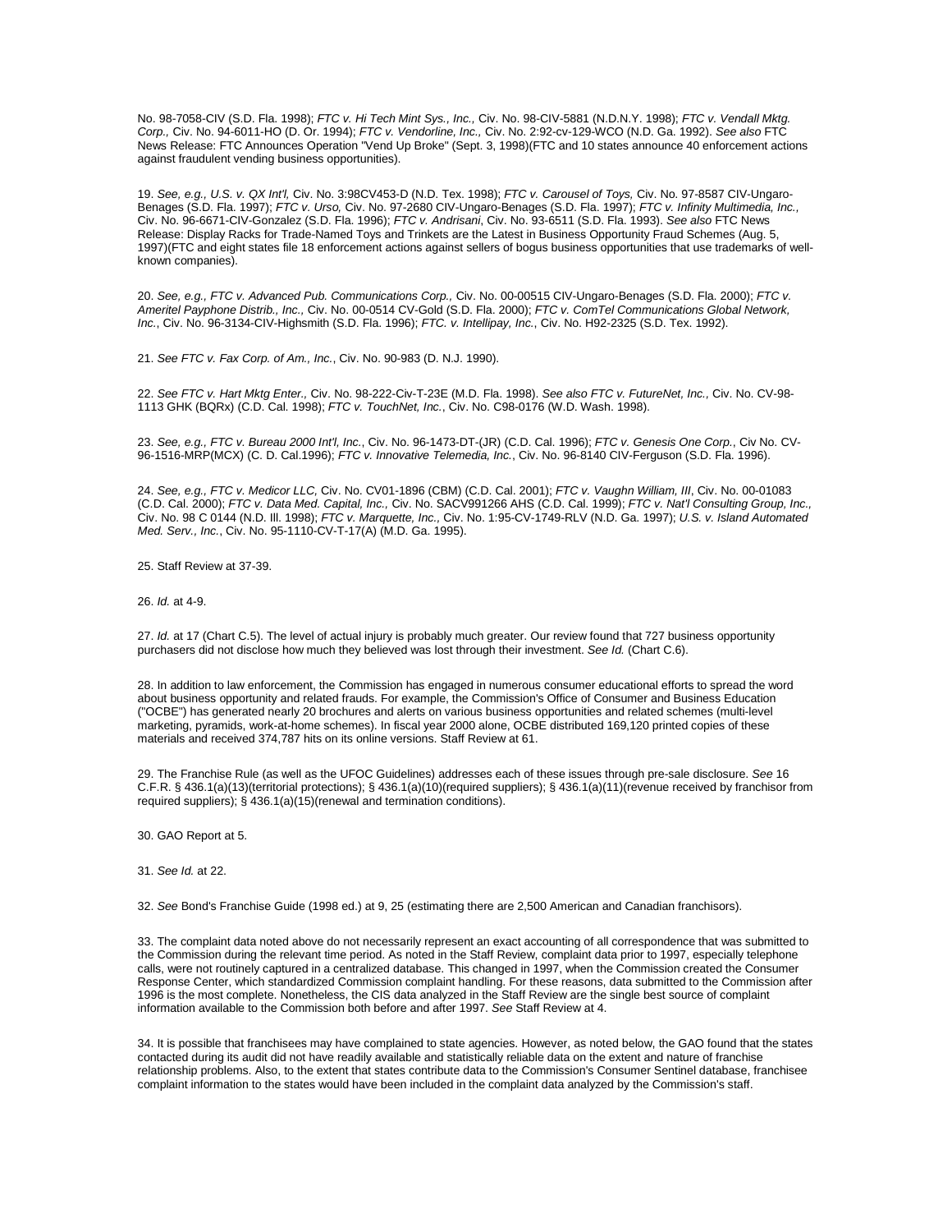No. 98-7058-CIV (S.D. Fla. 1998); *FTC v. Hi Tech Mint Sys., Inc.,* Civ. No. 98-CIV-5881 (N.D.N.Y. 1998); *FTC v. Vendall Mktg. Corp.,* Civ. No. 94-6011-HO (D. Or. 1994); *FTC v. Vendorline, Inc.,* Civ. No. 2:92-cv-129-WCO (N.D. Ga. 1992). *See also* FTC News Release: FTC Announces Operation "Vend Up Broke" (Sept. 3, 1998)(FTC and 10 states announce 40 enforcement actions against fraudulent vending business opportunities).

19. *See, e.g., U.S. v. QX Int'l,* Civ. No. 3:98CV453-D (N.D. Tex. 1998); *FTC v. Carousel of Toys,* Civ. No. 97-8587 CIV-Ungaro-Benages (S.D. Fla. 1997); *FTC v. Urso,* Civ. No. 97-2680 CIV-Ungaro-Benages (S.D. Fla. 1997); *FTC v. Infinity Multimedia, Inc.,* Civ. No. 96-6671-CIV-Gonzalez (S.D. Fla. 1996); *FTC v. Andrisani*, Civ. No. 93-6511 (S.D. Fla. 1993). *See also* FTC News Release: Display Racks for Trade-Named Toys and Trinkets are the Latest in Business Opportunity Fraud Schemes (Aug. 5, 1997)(FTC and eight states file 18 enforcement actions against sellers of bogus business opportunities that use trademarks of well-known companies).

20. *See, e.g., FTC v. Advanced Pub. Communications Corp.,* Civ. No. 00-00515 CIV-Ungaro-Benages (S.D. Fla. 2000); *FTC v. Ameritel Payphone Distrib., Inc.,* Civ. No. 00-0514 CV-Gold (S.D. Fla. 2000); *FTC v. ComTel Communications Global Network, Inc.*, Civ. No. 96-3134-CIV-Highsmith (S.D. Fla. 1996); *FTC. v. Intellipay, Inc.*, Civ. No. H92-2325 (S.D. Tex. 1992).

21. *See FTC v. Fax Corp. of Am., Inc.*, Civ. No. 90-983 (D. N.J. 1990).

22. *See FTC v. Hart Mktg Enter.,* Civ. No. 98-222-Civ-T-23E (M.D. Fla. 1998). *See also FTC v. FutureNet, Inc.,* Civ. No. CV-98-1113 GHK (BQRx) (C.D. Cal. 1998); *FTC v. TouchNet, Inc.*, Civ. No. C98-0176 (W.D. Wash. 1998).

23. *See, e.g., FTC v. Bureau 2000 Int'l, Inc.*, Civ. No. 96-1473-DT-(JR) (C.D. Cal. 1996); *FTC v. Genesis One Corp.*, Civ No. CV-96-1516-MRP(MCX) (C. D. Cal.1996); *FTC v. Innovative Telemedia, Inc.*, Civ. No. 96-8140 CIV-Ferguson (S.D. Fla. 1996).

24. *See, e.g., FTC v. Medicor LLC,* Civ. No. CV01-1896 (CBM) (C.D. Cal. 2001); *FTC v. Vaughn William, III*, Civ. No. 00-01083 (C.D. Cal. 2000); *FTC v. Data Med. Capital, Inc.,* Civ. No. SACV991266 AHS (C.D. Cal. 1999); *FTC v. Nat'l Consulting Group, Inc.,* Civ. No. 98 C 0144 (N.D. Ill. 1998); *FTC v. Marquette, Inc.,* Civ. No. 1:95-CV-1749-RLV (N.D. Ga. 1997); *U.S. v. Island Automated Med. Serv., Inc.*, Civ. No. 95-1110-CV-T-17(A) (M.D. Ga. 1995).

25. Staff Review at 37-39.

26. *Id.* at 4-9.

27. *Id.* at 17 (Chart C.5). The level of actual injury is probably much greater. Our review found that 727 business opportunity purchasers did not disclose how much they believed was lost through their investment. *See Id.* (Chart C.6).

28. In addition to law enforcement, the Commission has engaged in numerous consumer educational efforts to spread the word about business opportunity and related frauds. For example, the Commission's Office of Consumer and Business Education ("OCBE") has generated nearly 20 brochures and alerts on various business opportunities and related schemes (multi-level marketing, pyramids, work-at-home schemes). In fiscal year 2000 alone, OCBE distributed 169,120 printed copies of these materials and received 374,787 hits on its online versions. Staff Review at 61.

29. The Franchise Rule (as well as the UFOC Guidelines) addresses each of these issues through pre-sale disclosure. *See* 16 C.F.R. § 436.1(a)(13)(territorial protections); § 436.1(a)(10)(required suppliers); § 436.1(a)(11)(revenue received by franchisor from required suppliers); § 436.1(a)(15)(renewal and termination conditions).

30. GAO Report at 5.

31. *See Id.* at 22.

32. *See* Bond's Franchise Guide (1998 ed.) at 9, 25 (estimating there are 2,500 American and Canadian franchisors).

33. The complaint data noted above do not necessarily represent an exact accounting of all correspondence that was submitted to the Commission during the relevant time period. As noted in the Staff Review, complaint data prior to 1997, especially telephone calls, were not routinely captured in a centralized database. This changed in 1997, when the Commission created the Consumer Response Center, which standardized Commission complaint handling. For these reasons, data submitted to the Commission after 1996 is the most complete. Nonetheless, the CIS data analyzed in the Staff Review are the single best source of complaint information available to the Commission both before and after 1997. *See* Staff Review at 4.

34. It is possible that franchisees may have complained to state agencies. However, as noted below, the GAO found that the states contacted during its audit did not have readily available and statistically reliable data on the extent and nature of franchise relationship problems. Also, to the extent that states contribute data to the Commission's Consumer Sentinel database, franchisee complaint information to the states would have been included in the complaint data analyzed by the Commission's staff.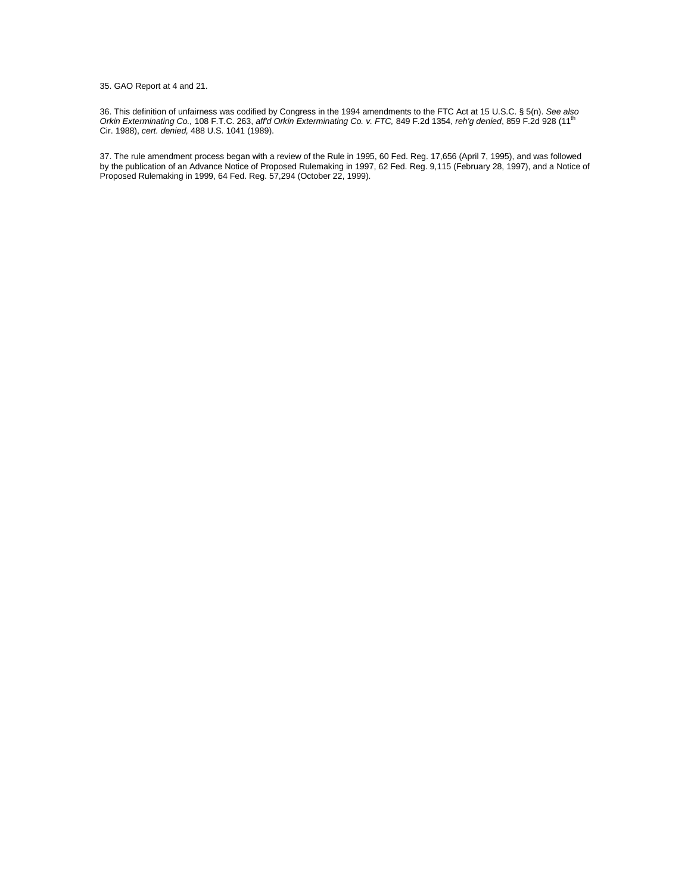35. GAO Report at 4 and 21.

36. This definition of unfairness was codified by Congress in the 1994 amendments to the FTC Act at 15 U.S.C. § 5(n). *See also Orkin Exterminating Co.,* 108 F.T.C. 263, *aff'd Orkin Exterminating Co. v. FTC,* 849 F.2d 1354, *reh'g denied*, 859 F.2d 928 (11th Cir. 1988), *cert. denied,* 488 U.S. 1041 (1989).

37. The rule amendment process began with a review of the Rule in 1995, 60 Fed. Reg. 17,656 (April 7, 1995), and was followed by the publication of an Advance Notice of Proposed Rulemaking in 1997, 62 Fed. Reg. 9,115 (February 28, 1997), and a Notice of Proposed Rulemaking in 1999, 64 Fed. Reg. 57,294 (October 22, 1999).